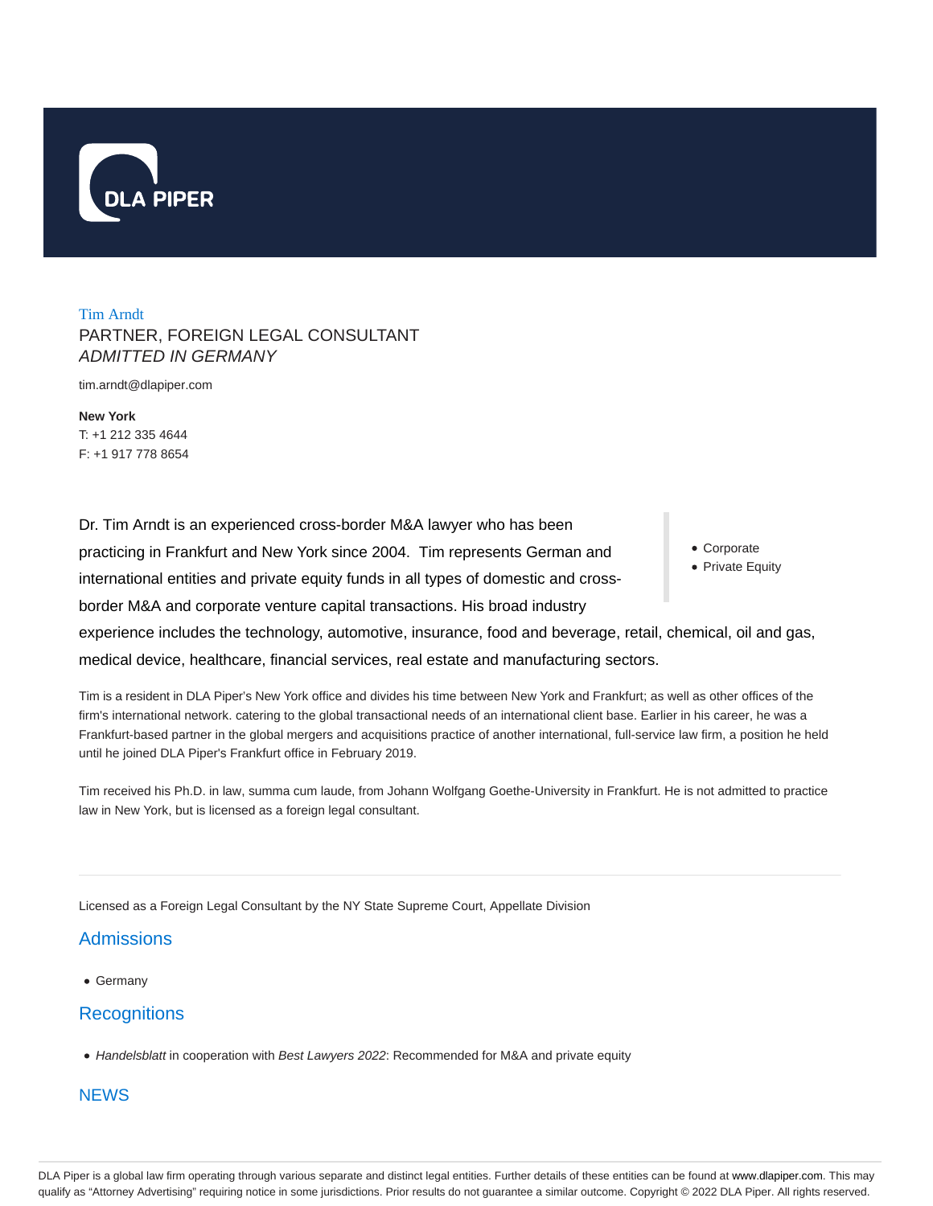DLA PIPER

Tim Arndt

PARTNER, FOREIGN LEGAL CONSULTANT

*ADMITTED IN GERMANY*

tim.arndt@dlapiper.com

**New York**

T: +1 212 335 4644

F: +1 917 778 8654

Dr. Tim Arndt is an experienced cross-border M&A lawyer who has been practicing in Frankfurt and New York since 2004.  Tim represents German and international entities and private equity funds in all types of domestic and cross-border M&A and corporate venture capital transactions. His broad industry experience includes the technology, automotive, insurance, food and beverage, retail, chemical, oil and gas, medical device, healthcare, financial services, real estate and manufacturing sectors.

- Corporate
- Private Equity

Tim is a resident in DLA Piper's New York office and divides his time between New York and Frankfurt; as well as other offices of the firm's international network. catering to the global transactional needs of an international client base. Earlier in his career, he was a Frankfurt-based partner in the global mergers and acquisitions practice of another international, full-service law firm, a position he held until he joined DLA Piper's Frankfurt office in February 2019.

Tim received his Ph.D. in law, summa cum laude, from Johann Wolfgang Goethe-University in Frankfurt. He is not admitted to practice law in New York, but is licensed as a foreign legal consultant.

---

Licensed as a Foreign Legal Consultant by the NY State Supreme Court, Appellate Division

## Admissions

- Germany

## Recognitions

- *Handelsblatt* in cooperation with *Best Lawyers 2022*: Recommended for M&A and private equity

## NEWS

DLA Piper is a global law firm operating through various separate and distinct legal entities. Further details of these entities can be found at www.dlapiper.com. This may qualify as "Attorney Advertising" requiring notice in some jurisdictions. Prior results do not guarantee a similar outcome. Copyright © 2022 DLA Piper. All rights reserved.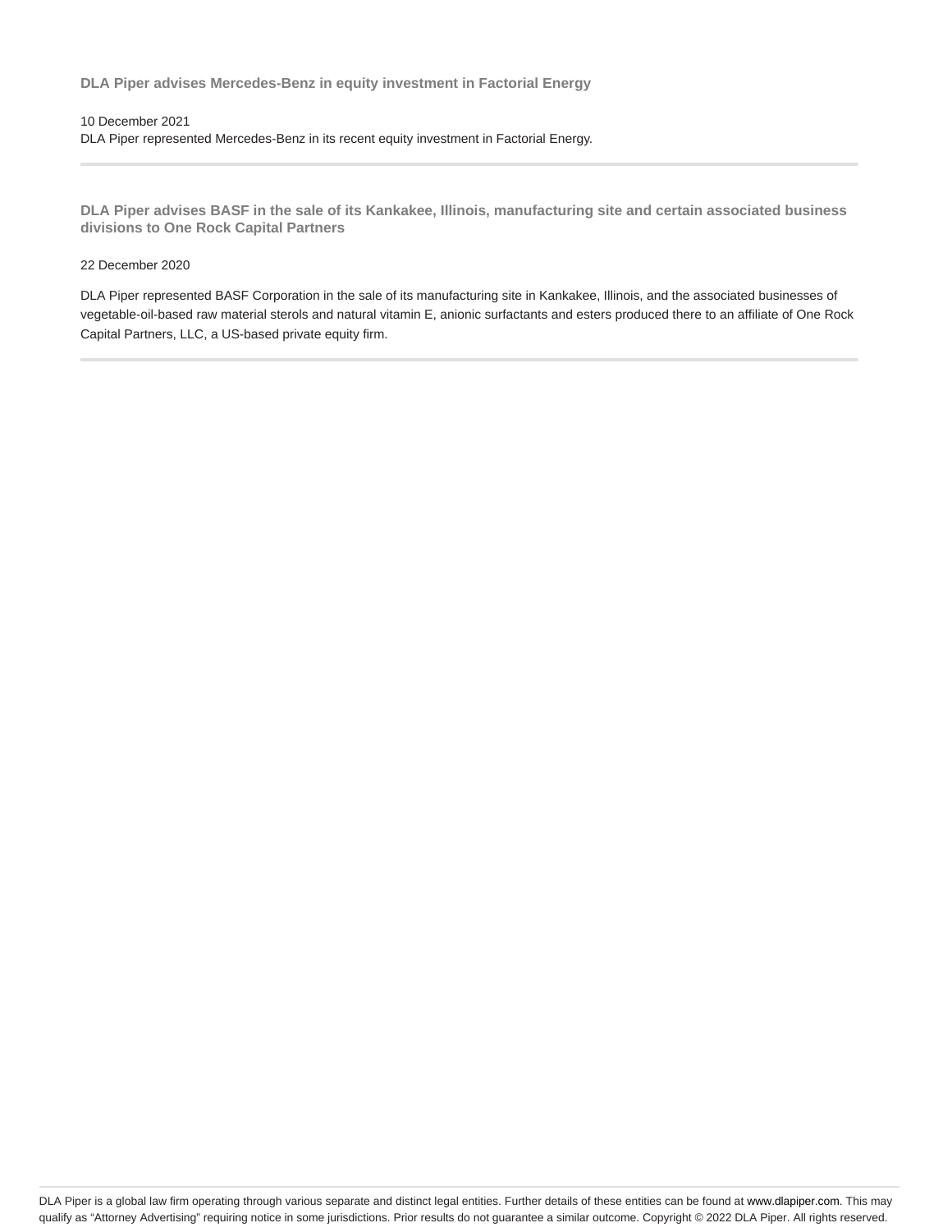### DLA Piper advises Mercedes-Benz in equity investment in Factorial Energy

10 December 2021

DLA Piper represented Mercedes-Benz in its recent equity investment in Factorial Energy.

---

### DLA Piper advises BASF in the sale of its Kankakee, Illinois, manufacturing site and certain associated business divisions to One Rock Capital Partners

22 December 2020

DLA Piper represented BASF Corporation in the sale of its manufacturing site in Kankakee, Illinois, and the associated businesses of vegetable-oil-based raw material sterols and natural vitamin E, anionic surfactants and esters produced there to an affiliate of One Rock Capital Partners, LLC, a US-based private equity firm.

---

DLA Piper is a global law firm operating through various separate and distinct legal entities. Further details of these entities can be found at www.dlapiper.com. This may qualify as "Attorney Advertising" requiring notice in some jurisdictions. Prior results do not guarantee a similar outcome. Copyright © 2022 DLA Piper. All rights reserved.